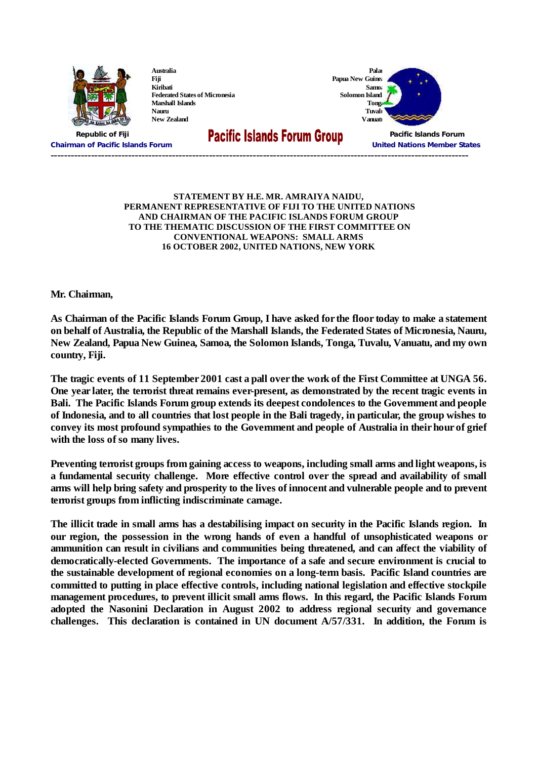Australia
Fiji
Kiribati
Federated States of Micronesia
Marshall Islands
Nauru
New Zealand

Palau
Papua New Guinea
Samoa
Solomon Islands
Tonga
Tuvalu
Vanuatu

**Republic of Fiji**
**Chairman of Pacific Islands Forum**

# Pacific Islands Forum Group

**Pacific Islands Forum**
**United Nations Member States**

---

**STATEMENT BY H.E. MR. AMRAIYA NAIDU,**
**PERMANENT REPRESENTATIVE OF FIJI TO THE UNITED NATIONS**
**AND CHAIRMAN OF THE PACIFIC ISLANDS FORUM GROUP**
**TO THE THEMATIC DISCUSSION OF THE FIRST COMMITTEE ON**
**CONVENTIONAL WEAPONS: SMALL ARMS**
**16 OCTOBER 2002, UNITED NATIONS, NEW YORK**

**Mr. Chairman,**

**As Chairman of the Pacific Islands Forum Group, I have asked for the floor today to make a statement on behalf of Australia, the Republic of the Marshall Islands, the Federated States of Micronesia, Nauru, New Zealand, Papua New Guinea, Samoa, the Solomon Islands, Tonga, Tuvalu, Vanuatu, and my own country, Fiji.**

**The tragic events of 11 September 2001 cast a pall over the work of the First Committee at UNGA 56. One year later, the terrorist threat remains ever-present, as demonstrated by the recent tragic events in Bali. The Pacific Islands Forum group extends its deepest condolences to the Government and people of Indonesia, and to all countries that lost people in the Bali tragedy, in particular, the group wishes to convey its most profound sympathies to the Government and people of Australia in their hour of grief with the loss of so many lives.**

**Preventing terrorist groups from gaining access to weapons, including small arms and light weapons, is a fundamental security challenge. More effective control over the spread and availability of small arms will help bring safety and prosperity to the lives of innocent and vulnerable people and to prevent terrorist groups from inflicting indiscriminate carnage.**

**The illicit trade in small arms has a destabilising impact on security in the Pacific Islands region. In our region, the possession in the wrong hands of even a handful of unsophisticated weapons or ammunition can result in civilians and communities being threatened, and can affect the viability of democratically-elected Governments. The importance of a safe and secure environment is crucial to the sustainable development of regional economies on a long-term basis. Pacific Island countries are committed to putting in place effective controls, including national legislation and effective stockpile management procedures, to prevent illicit small arms flows. In this regard, the Pacific Islands Forum adopted the Nasonini Declaration in August 2002 to address regional security and governance challenges. This declaration is contained in UN document A/57/331. In addition, the Forum is**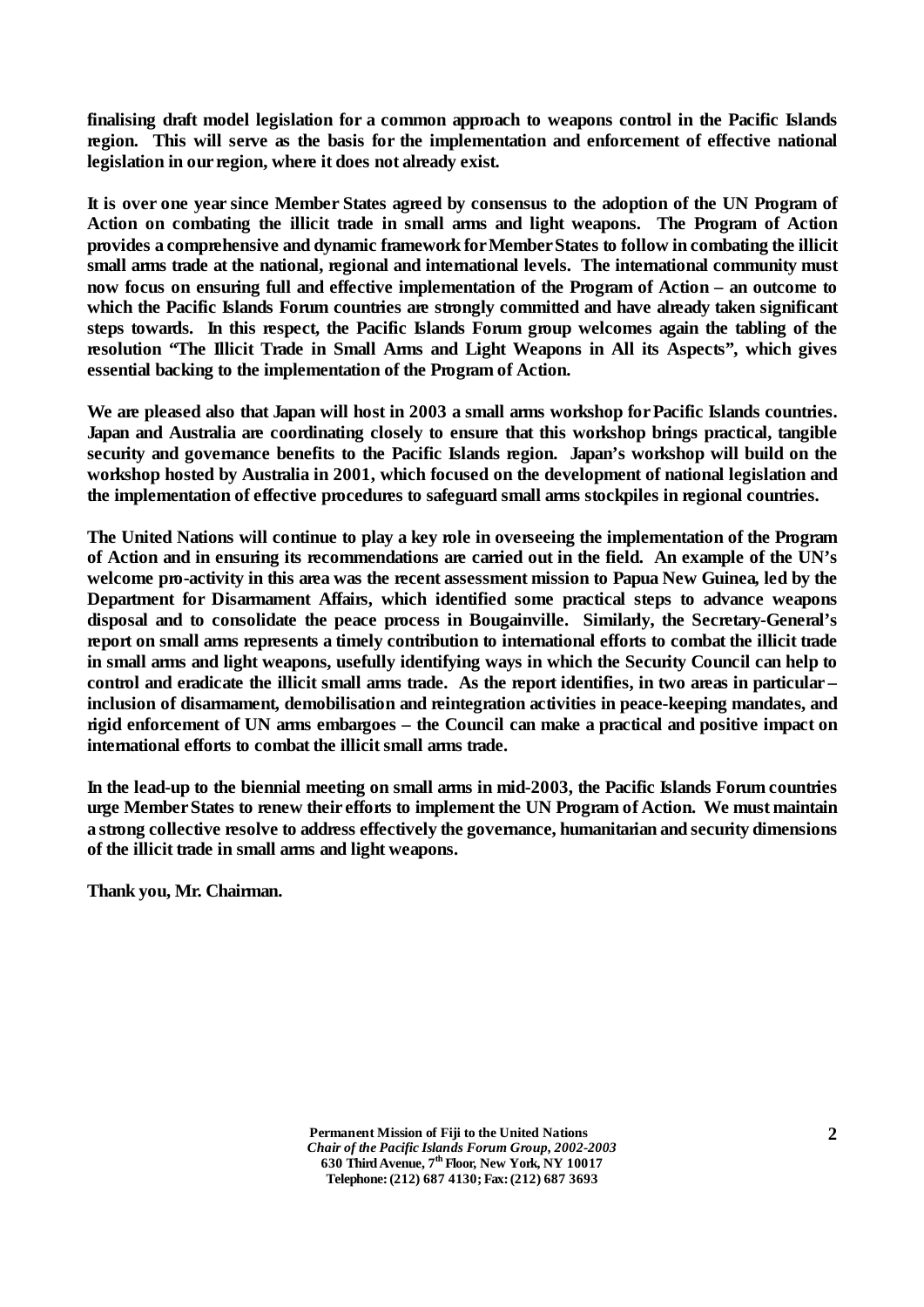**finalising draft model legislation for a common approach to weapons control in the Pacific Islands region. This will serve as the basis for the implementation and enforcement of effective national legislation in our region, where it does not already exist.**

**It is over one year since Member States agreed by consensus to the adoption of the UN Program of Action on combating the illicit trade in small arms and light weapons. The Program of Action provides a comprehensive and dynamic framework for Member States to follow in combating the illicit small arms trade at the national, regional and international levels. The international community must now focus on ensuring full and effective implementation of the Program of Action – an outcome to which the Pacific Islands Forum countries are strongly committed and have already taken significant steps towards. In this respect, the Pacific Islands Forum group welcomes again the tabling of the resolution "The Illicit Trade in Small Arms and Light Weapons in All its Aspects", which gives essential backing to the implementation of the Program of Action.**

**We are pleased also that Japan will host in 2003 a small arms workshop for Pacific Islands countries. Japan and Australia are coordinating closely to ensure that this workshop brings practical, tangible security and governance benefits to the Pacific Islands region. Japan's workshop will build on the workshop hosted by Australia in 2001, which focused on the development of national legislation and the implementation of effective procedures to safeguard small arms stockpiles in regional countries.**

**The United Nations will continue to play a key role in overseeing the implementation of the Program of Action and in ensuring its recommendations are carried out in the field. An example of the UN's welcome pro-activity in this area was the recent assessment mission to Papua New Guinea, led by the Department for Disarmament Affairs, which identified some practical steps to advance weapons disposal and to consolidate the peace process in Bougainville. Similarly, the Secretary-General's report on small arms represents a timely contribution to international efforts to combat the illicit trade in small arms and light weapons, usefully identifying ways in which the Security Council can help to control and eradicate the illicit small arms trade. As the report identifies, in two areas in particular – inclusion of disarmament, demobilisation and reintegration activities in peace-keeping mandates, and rigid enforcement of UN arms embargoes – the Council can make a practical and positive impact on international efforts to combat the illicit small arms trade.**

**In the lead-up to the biennial meeting on small arms in mid-2003, the Pacific Islands Forum countries urge Member States to renew their efforts to implement the UN Program of Action. We must maintain a strong collective resolve to address effectively the governance, humanitarian and security dimensions of the illicit trade in small arms and light weapons.**

**Thank you, Mr. Chairman.**